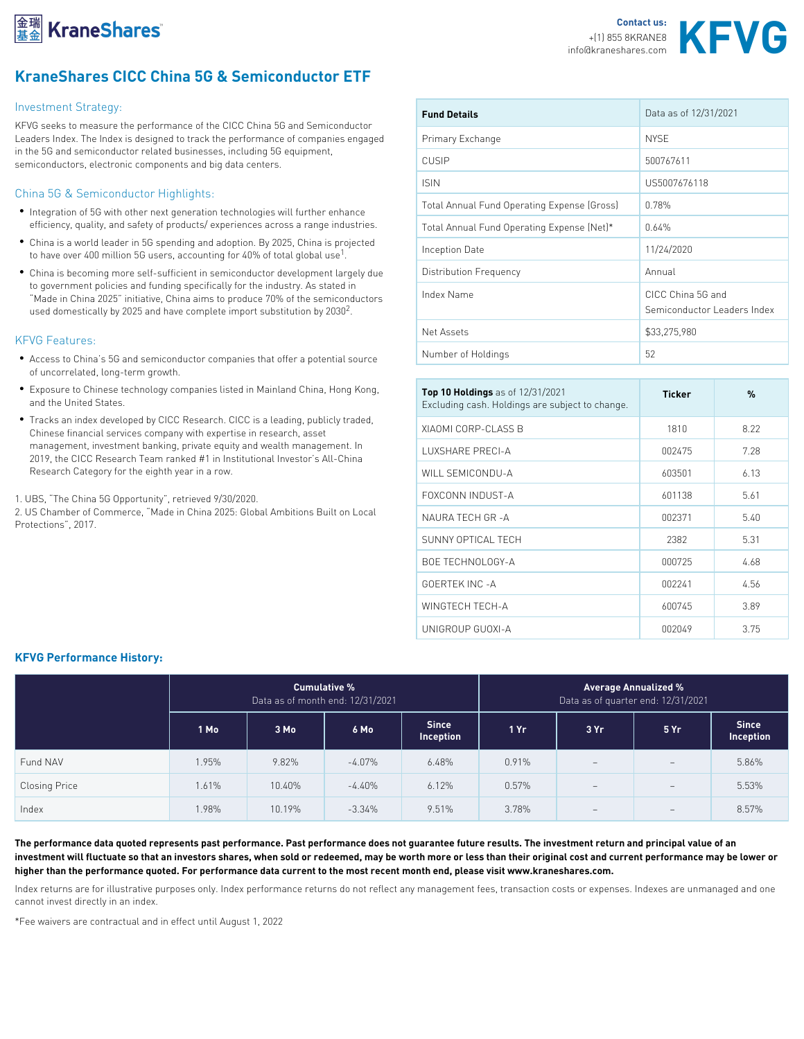KraneShares

Contact us:
+(1) 855 8KRANE8
info@kraneshares.com

KFVG

# KraneShares CICC China 5G & Semiconductor ETF

## Investment Strategy:

KFVG seeks to measure the performance of the CICC China 5G and Semiconductor Leaders Index. The Index is designed to track the performance of companies engaged in the 5G and semiconductor related businesses, including 5G equipment, semiconductors, electronic components and big data centers.

## China 5G & Semiconductor Highlights:

- Integration of 5G with other next generation technologies will further enhance efficiency, quality, and safety of products/ experiences across a range industries.
- China is a world leader in 5G spending and adoption. By 2025, China is projected to have over 400 million 5G users, accounting for 40% of total global use[1].
- China is becoming more self-sufficient in semiconductor development largely due to government policies and funding specifically for the industry. As stated in "Made in China 2025" initiative, China aims to produce 70% of the semiconductors used domestically by 2025 and have complete import substitution by 2030[2].

## KFVG Features:

- Access to China's 5G and semiconductor companies that offer a potential source of uncorrelated, long-term growth.
- Exposure to Chinese technology companies listed in Mainland China, Hong Kong, and the United States.
- Tracks an index developed by CICC Research. CICC is a leading, publicly traded, Chinese financial services company with expertise in research, asset management, investment banking, private equity and wealth management. In 2019, the CICC Research Team ranked #1 in Institutional Investor's All-China Research Category for the eighth year in a row.

1. UBS, "The China 5G Opportunity", retrieved 9/30/2020.
2. US Chamber of Commerce, "Made in China 2025: Global Ambitions Built on Local Protections", 2017.

| Fund Details | Data as of 12/31/2021 |
|---|---|
| Primary Exchange | NYSE |
| CUSIP | 500767611 |
| ISIN | US5007676118 |
| Total Annual Fund Operating Expense (Gross) | 0.78% |
| Total Annual Fund Operating Expense (Net)* | 0.64% |
| Inception Date | 11/24/2020 |
| Distribution Frequency | Annual |
| Index Name | CICC China 5G and Semiconductor Leaders Index |
| Net Assets | $33,275,980 |
| Number of Holdings | 52 |

| **Top 10 Holdings** as of 12/31/2021 Excluding cash. Holdings are subject to change. | Ticker | % |
|---|---|---|
| XIAOMI CORP-CLASS B | 1810 | 8.22 |
| LUXSHARE PRECI-A | 002475 | 7.28 |
| WILL SEMICONDU-A | 603501 | 6.13 |
| FOXCONN INDUST-A | 601138 | 5.61 |
| NAURA TECH GR -A | 002371 | 5.40 |
| SUNNY OPTICAL TECH | 2382 | 5.31 |
| BOE TECHNOLOGY-A | 000725 | 4.68 |
| GOERTEK INC -A | 002241 | 4.56 |
| WINGTECH TECH-A | 600745 | 3.89 |
| UNIGROUP GUOXI-A | 002049 | 3.75 |

## KFVG Performance History:

| | Cumulative % Data as of month end: 12/31/2021 | | | | Average Annualized % Data as of quarter end: 12/31/2021 | | | |
|---|---|---|---|---|---|---|---|---|
| | 1 Mo | 3 Mo | 6 Mo | Since Inception | 1 Yr | 3 Yr | 5 Yr | Since Inception |
| Fund NAV | 1.95% | 9.82% | -4.07% | 6.48% | 0.91% | – | – | 5.86% |
| Closing Price | 1.61% | 10.40% | -4.40% | 6.12% | 0.57% | – | – | 5.53% |
| Index | 1.98% | 10.19% | -3.34% | 9.51% | 3.78% | – | – | 8.57% |

**The performance data quoted represents past performance. Past performance does not guarantee future results. The investment return and principal value of an investment will fluctuate so that an investors shares, when sold or redeemed, may be worth more or less than their original cost and current performance may be lower or higher than the performance quoted. For performance data current to the most recent month end, please visit www.kraneshares.com.**

Index returns are for illustrative purposes only. Index performance returns do not reflect any management fees, transaction costs or expenses. Indexes are unmanaged and one cannot invest directly in an index.

*Fee waivers are contractual and in effect until August 1, 2022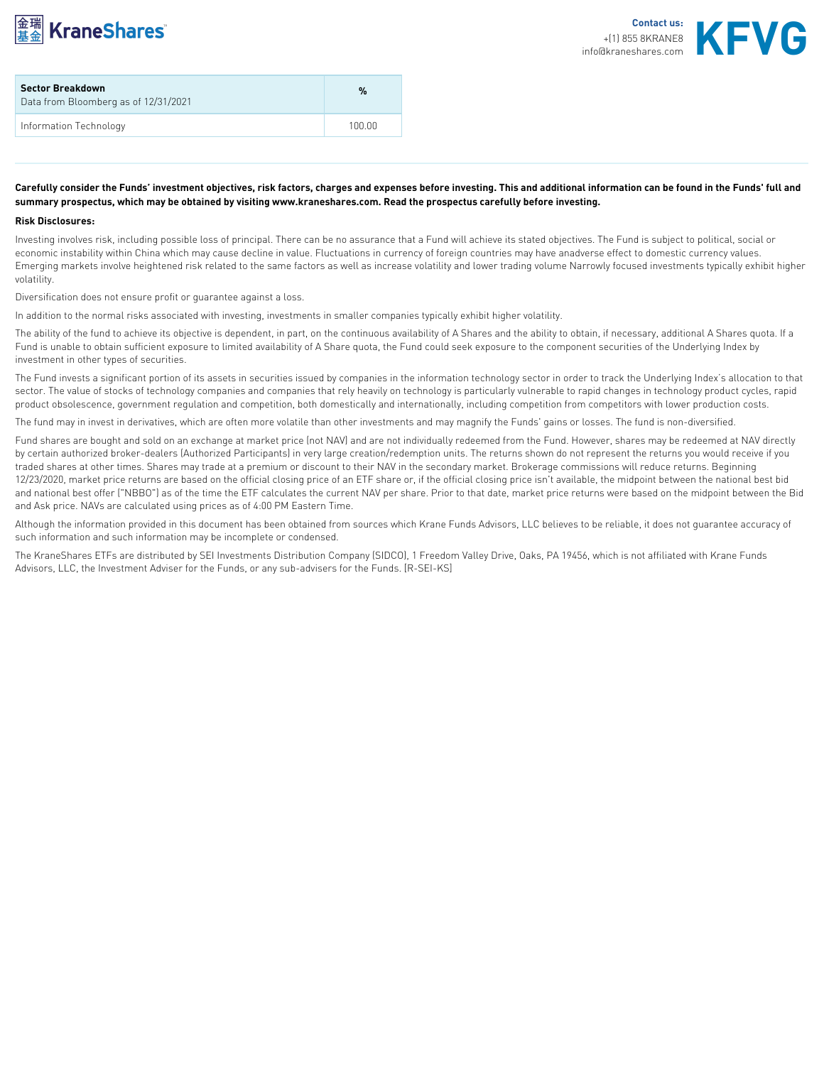| Sector Breakdown<br>Data from Bloomberg as of 12/31/2021 | % |
|---|---|
| Information Technology | 100.00 |

**Carefully consider the Funds' investment objectives, risk factors, charges and expenses before investing. This and additional information can be found in the Funds' full and summary prospectus, which may be obtained by visiting www.kraneshares.com. Read the prospectus carefully before investing.**

**Risk Disclosures:**

Investing involves risk, including possible loss of principal. There can be no assurance that a Fund will achieve its stated objectives. The Fund is subject to political, social or economic instability within China which may cause decline in value. Fluctuations in currency of foreign countries may have anadverse effect to domestic currency values. Emerging markets involve heightened risk related to the same factors as well as increase volatility and lower trading volume Narrowly focused investments typically exhibit higher volatility.

Diversification does not ensure profit or guarantee against a loss.

In addition to the normal risks associated with investing, investments in smaller companies typically exhibit higher volatility.

The ability of the fund to achieve its objective is dependent, in part, on the continuous availability of A Shares and the ability to obtain, if necessary, additional A Shares quota. If a Fund is unable to obtain sufficient exposure to limited availability of A Share quota, the Fund could seek exposure to the component securities of the Underlying Index by investment in other types of securities.

The Fund invests a significant portion of its assets in securities issued by companies in the information technology sector in order to track the Underlying Index's allocation to that sector. The value of stocks of technology companies and companies that rely heavily on technology is particularly vulnerable to rapid changes in technology product cycles, rapid product obsolescence, government regulation and competition, both domestically and internationally, including competition from competitors with lower production costs.

The fund may in invest in derivatives, which are often more volatile than other investments and may magnify the Funds' gains or losses. The fund is non-diversified.

Fund shares are bought and sold on an exchange at market price (not NAV) and are not individually redeemed from the Fund. However, shares may be redeemed at NAV directly by certain authorized broker-dealers (Authorized Participants) in very large creation/redemption units. The returns shown do not represent the returns you would receive if you traded shares at other times. Shares may trade at a premium or discount to their NAV in the secondary market. Brokerage commissions will reduce returns. Beginning 12/23/2020, market price returns are based on the official closing price of an ETF share or, if the official closing price isn't available, the midpoint between the national best bid and national best offer ("NBBO") as of the time the ETF calculates the current NAV per share. Prior to that date, market price returns were based on the midpoint between the Bid and Ask price. NAVs are calculated using prices as of 4:00 PM Eastern Time.

Although the information provided in this document has been obtained from sources which Krane Funds Advisors, LLC believes to be reliable, it does not guarantee accuracy of such information and such information may be incomplete or condensed.

The KraneShares ETFs are distributed by SEI Investments Distribution Company (SIDCO), 1 Freedom Valley Drive, Oaks, PA 19456, which is not affiliated with Krane Funds Advisors, LLC, the Investment Adviser for the Funds, or any sub-advisers for the Funds. [R-SEI-KS]